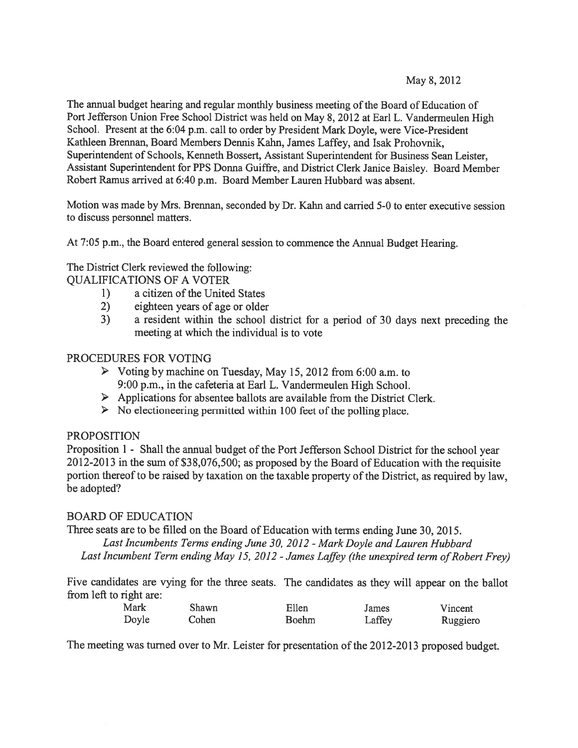May 8, 2012

The annual budget hearing and regular monthly business meeting of the Board of Education of Port Jefferson Union Free School District was held on May 8, 2012 at Earl L. Vandermeulen High School. Present at the 6:04 p.m. call to order by President Mark Doyle, were Vice-President Kathleen Brennan, Board Members Dennis Kahn, James Laffey, and Isak Prohovnik, Superintendent of Schools, Kenneth Bossert, Assistant Superintendent for Business Sean Leister, Assistant Superintendent for PPS Donna Guiffre, and District Clerk Janice Baisley. Board Member Robert Ramus arrived at 6:40 p.m. Board Member Lauren Hubbard was absent.

Motion was made by Mrs. Brennan, seconded by Dr. Kahn and carried 5-0 to enter executive session to discuss personnel matters.

At 7:05 p.m., the Board entered general session to commence the Annual Budget Hearing.

The District Clerk reviewed the following:

QUALIFICATIONS OF A VOTER

1) a citizen of the United States
2) eighteen years of age or older
3) a resident within the school district for a period of 30 days next preceding the meeting at which the individual is to vote

PROCEDURES FOR VOTING

- Voting by machine on Tuesday, May 15, 2012 from 6:00 a.m. to 9:00 p.m., in the cafeteria at Earl L. Vandermeulen High School.
- Applications for absentee ballots are available from the District Clerk.
- No electioneering permitted within 100 feet of the polling place.

PROPOSITION

Proposition 1 - Shall the annual budget of the Port Jefferson School District for the school year 2012-2013 in the sum of $38,076,500; as proposed by the Board of Education with the requisite portion thereof to be raised by taxation on the taxable property of the District, as required by law, be adopted?

BOARD OF EDUCATION

Three seats are to be filled on the Board of Education with terms ending June 30, 2015.

*Last Incumbents Terms ending June 30, 2012 - Mark Doyle and Lauren Hubbard*

*Last Incumbent Term ending May 15, 2012 - James Laffey (the unexpired term of Robert Frey)*

Five candidates are vying for the three seats. The candidates as they will appear on the ballot from left to right are:

| Mark | Shawn | Ellen | James | Vincent |
|---|---|---|---|---|
| Doyle | Cohen | Boehm | Laffey | Ruggiero |

The meeting was turned over to Mr. Leister for presentation of the 2012-2013 proposed budget.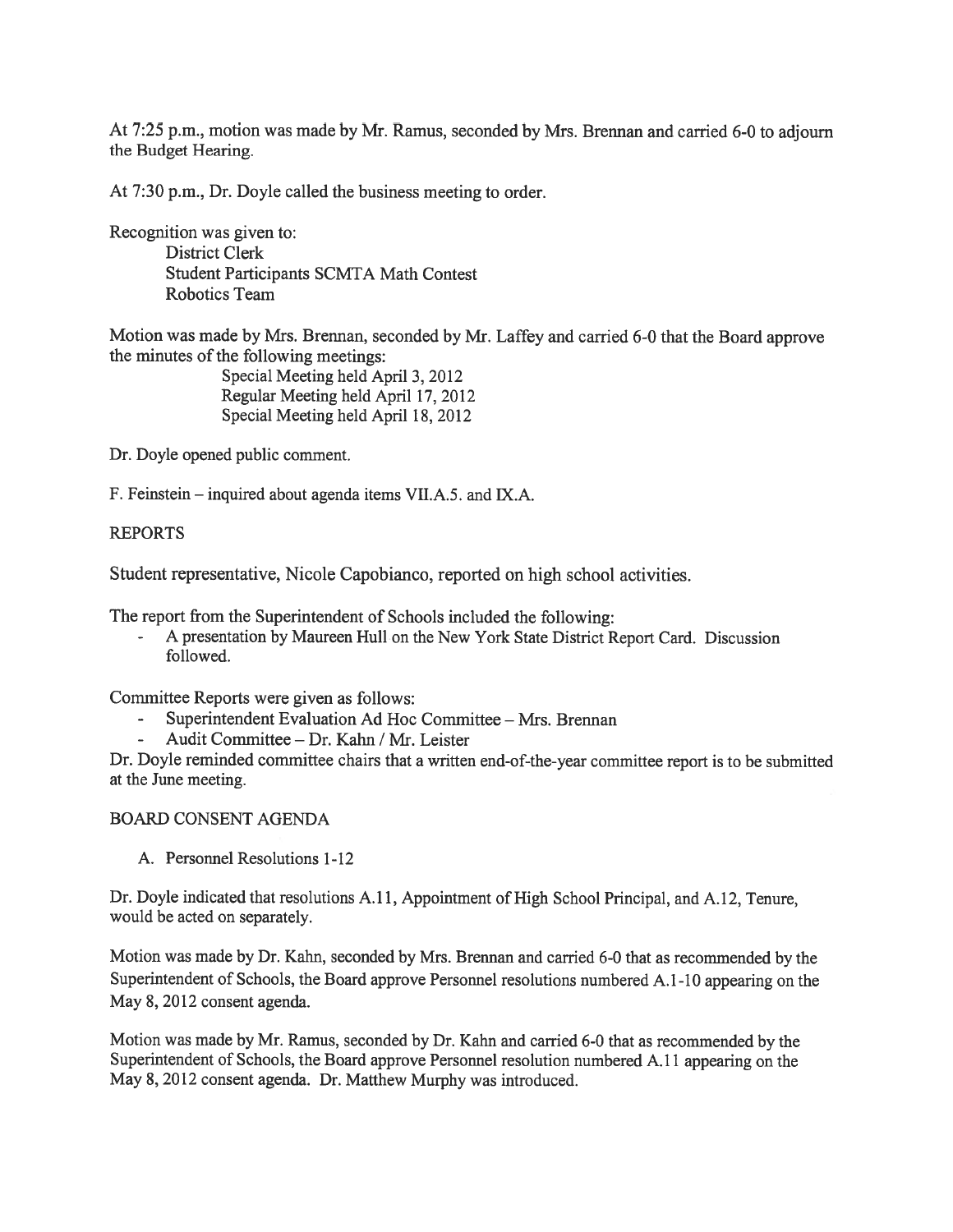At 7:25 p.m., motion was made by Mr. Ramus, seconded by Mrs. Brennan and carried 6-0 to adjourn the Budget Hearing.

At 7:30 p.m., Dr. Doyle called the business meeting to order.

Recognition was given to:

District Clerk
Student Participants SCMTA Math Contest
Robotics Team

Motion was made by Mrs. Brennan, seconded by Mr. Laffey and carried 6-0 that the Board approve the minutes of the following meetings:

Special Meeting held April 3, 2012
Regular Meeting held April 17, 2012
Special Meeting held April 18, 2012

Dr. Doyle opened public comment.

F. Feinstein – inquired about agenda items VII.A.5. and IX.A.

REPORTS

Student representative, Nicole Capobianco, reported on high school activities.

The report from the Superintendent of Schools included the following:

- A presentation by Maureen Hull on the New York State District Report Card. Discussion followed.

Committee Reports were given as follows:

- Superintendent Evaluation Ad Hoc Committee – Mrs. Brennan
- Audit Committee – Dr. Kahn / Mr. Leister

Dr. Doyle reminded committee chairs that a written end-of-the-year committee report is to be submitted at the June meeting.

BOARD CONSENT AGENDA

A. Personnel Resolutions 1-12

Dr. Doyle indicated that resolutions A.11, Appointment of High School Principal, and A.12, Tenure, would be acted on separately.

Motion was made by Dr. Kahn, seconded by Mrs. Brennan and carried 6-0 that as recommended by the Superintendent of Schools, the Board approve Personnel resolutions numbered A.1-10 appearing on the May 8, 2012 consent agenda.

Motion was made by Mr. Ramus, seconded by Dr. Kahn and carried 6-0 that as recommended by the Superintendent of Schools, the Board approve Personnel resolution numbered A.11 appearing on the May 8, 2012 consent agenda. Dr. Matthew Murphy was introduced.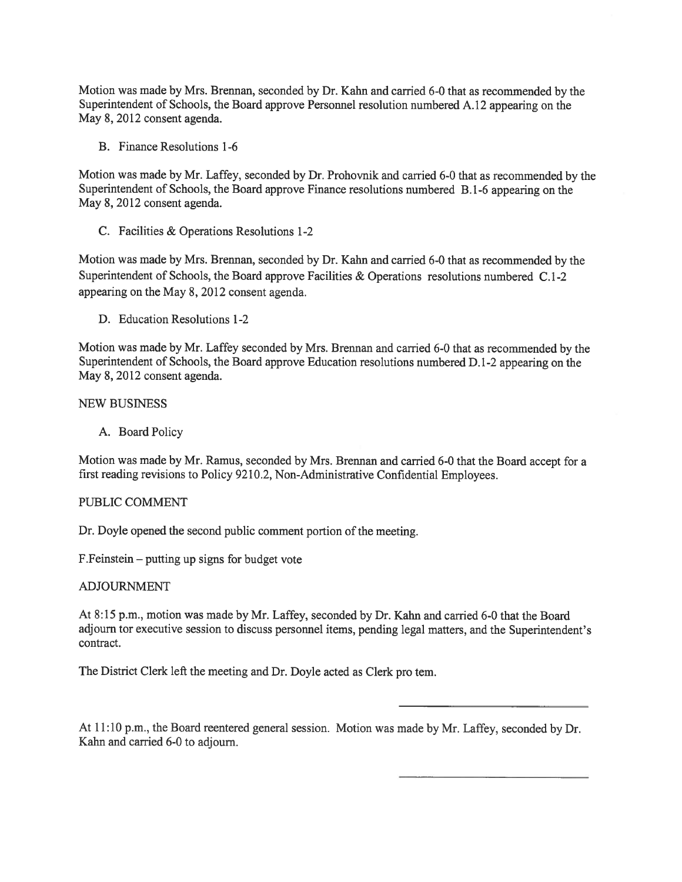Motion was made by Mrs. Brennan, seconded by Dr. Kahn and carried 6-0 that as recommended by the Superintendent of Schools, the Board approve Personnel resolution numbered A.12 appearing on the May 8, 2012 consent agenda.

B. Finance Resolutions 1-6

Motion was made by Mr. Laffey, seconded by Dr. Prohovnik and carried 6-0 that as recommended by the Superintendent of Schools, the Board approve Finance resolutions numbered B.1-6 appearing on the May 8, 2012 consent agenda.

C. Facilities & Operations Resolutions 1-2

Motion was made by Mrs. Brennan, seconded by Dr. Kahn and carried 6-0 that as recommended by the Superintendent of Schools, the Board approve Facilities & Operations resolutions numbered C.1-2 appearing on the May 8, 2012 consent agenda.

D. Education Resolutions 1-2

Motion was made by Mr. Laffey seconded by Mrs. Brennan and carried 6-0 that as recommended by the Superintendent of Schools, the Board approve Education resolutions numbered D.1-2 appearing on the May 8, 2012 consent agenda.

NEW BUSINESS

A. Board Policy

Motion was made by Mr. Ramus, seconded by Mrs. Brennan and carried 6-0 that the Board accept for a first reading revisions to Policy 9210.2, Non-Administrative Confidential Employees.

PUBLIC COMMENT

Dr. Doyle opened the second public comment portion of the meeting.

F.Feinstein – putting up signs for budget vote

ADJOURNMENT

At 8:15 p.m., motion was made by Mr. Laffey, seconded by Dr. Kahn and carried 6-0 that the Board adjourn tor executive session to discuss personnel items, pending legal matters, and the Superintendent's contract.

The District Clerk left the meeting and Dr. Doyle acted as Clerk pro tem.

\_\_\_\_\_\_\_\_\_\_\_\_\_\_\_\_\_\_\_\_\_\_\_\_\_\_

At 11:10 p.m., the Board reentered general session. Motion was made by Mr. Laffey, seconded by Dr. Kahn and carried 6-0 to adjourn.

\_\_\_\_\_\_\_\_\_\_\_\_\_\_\_\_\_\_\_\_\_\_\_\_\_\_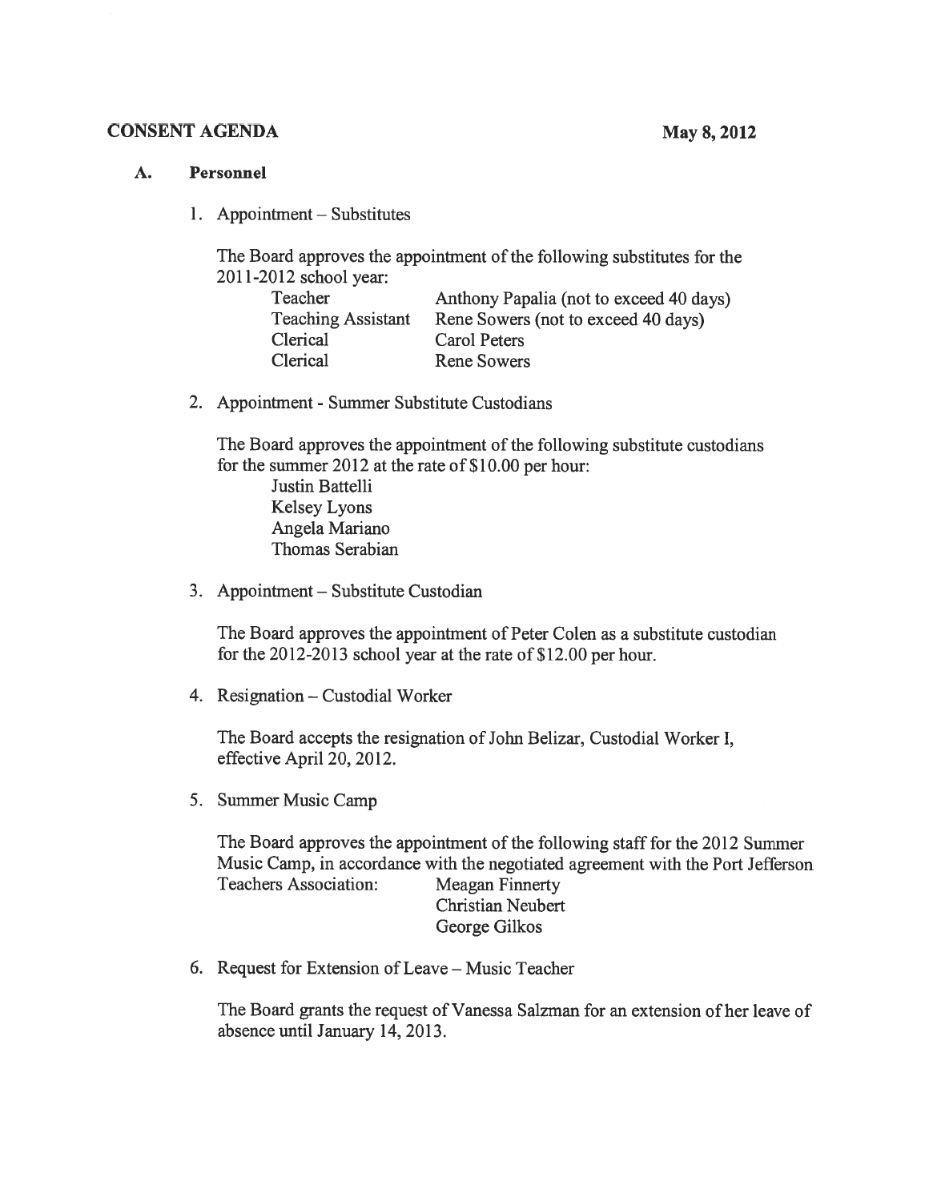**CONSENT AGENDA** **May 8, 2012**

**A. Personnel**

1. Appointment – Substitutes

   The Board approves the appointment of the following substitutes for the 2011-2012 school year:

   | | |
   |---|---|
   | Teacher | Anthony Papalia (not to exceed 40 days) |
   | Teaching Assistant | Rene Sowers (not to exceed 40 days) |
   | Clerical | Carol Peters |
   | Clerical | Rene Sowers |

2. Appointment - Summer Substitute Custodians

   The Board approves the appointment of the following substitute custodians for the summer 2012 at the rate of $10.00 per hour:

   Justin Battelli
   Kelsey Lyons
   Angela Mariano
   Thomas Serabian

3. Appointment – Substitute Custodian

   The Board approves the appointment of Peter Colen as a substitute custodian for the 2012-2013 school year at the rate of $12.00 per hour.

4. Resignation – Custodial Worker

   The Board accepts the resignation of John Belizar, Custodial Worker I, effective April 20, 2012.

5. Summer Music Camp

   The Board approves the appointment of the following staff for the 2012 Summer Music Camp, in accordance with the negotiated agreement with the Port Jefferson Teachers Association:

   Meagan Finnerty
   Christian Neubert
   George Gilkos

6. Request for Extension of Leave – Music Teacher

   The Board grants the request of Vanessa Salzman for an extension of her leave of absence until January 14, 2013.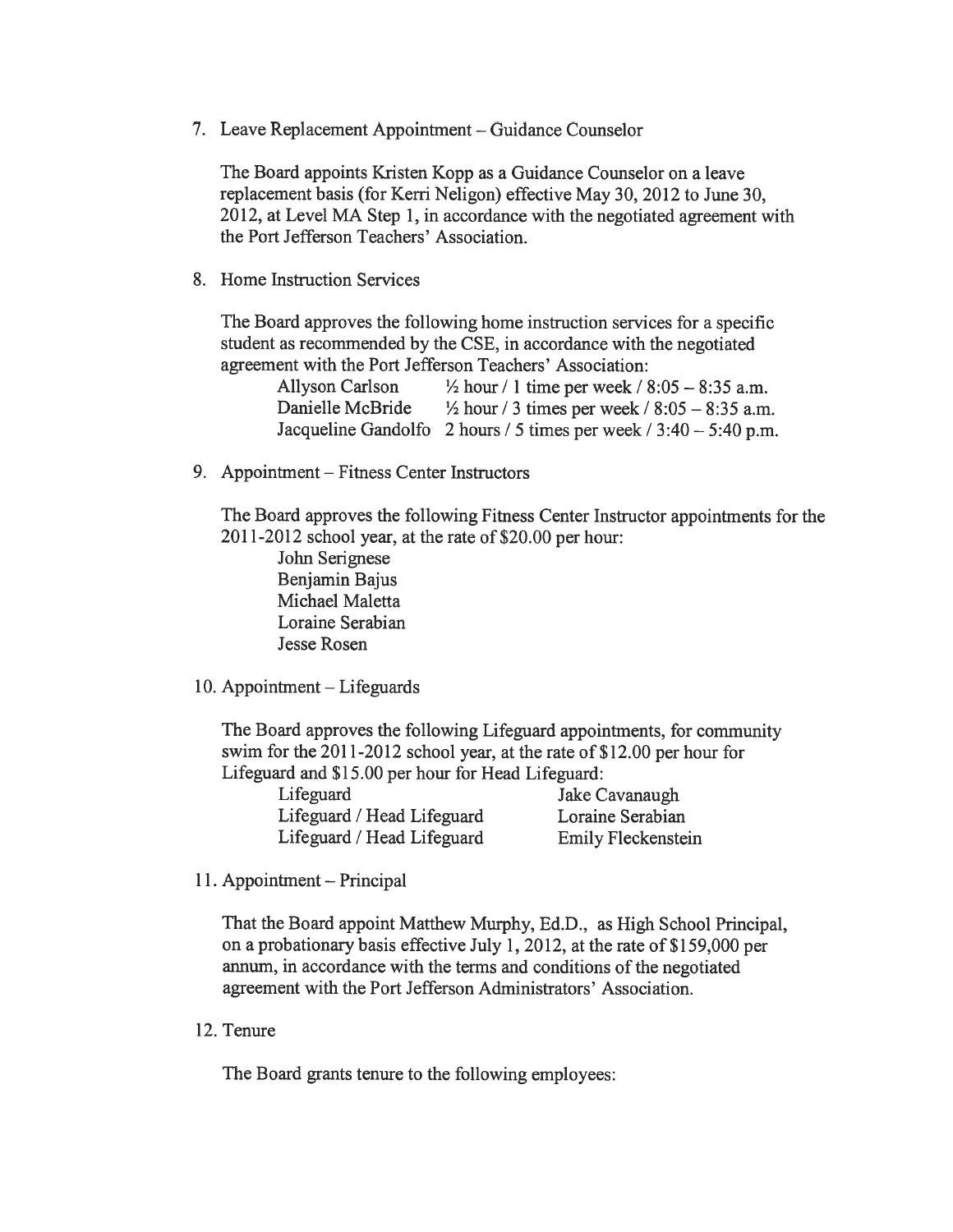7. Leave Replacement Appointment – Guidance Counselor

   The Board appoints Kristen Kopp as a Guidance Counselor on a leave replacement basis (for Kerri Neligon) effective May 30, 2012 to June 30, 2012, at Level MA Step 1, in accordance with the negotiated agreement with the Port Jefferson Teachers' Association.

8. Home Instruction Services

   The Board approves the following home instruction services for a specific student as recommended by the CSE, in accordance with the negotiated agreement with the Port Jefferson Teachers' Association:

   | | |
   |---|---|
   | Allyson Carlson | ½ hour / 1 time per week / 8:05 – 8:35 a.m. |
   | Danielle McBride | ½ hour / 3 times per week / 8:05 – 8:35 a.m. |
   | Jacqueline Gandolfo | 2 hours / 5 times per week / 3:40 – 5:40 p.m. |

9. Appointment – Fitness Center Instructors

   The Board approves the following Fitness Center Instructor appointments for the 2011-2012 school year, at the rate of $20.00 per hour:

   John Serignese
   Benjamin Bajus
   Michael Maletta
   Loraine Serabian
   Jesse Rosen

10. Appointment – Lifeguards

    The Board approves the following Lifeguard appointments, for community swim for the 2011-2012 school year, at the rate of $12.00 per hour for Lifeguard and $15.00 per hour for Head Lifeguard:

    | | |
    |---|---|
    | Lifeguard | Jake Cavanaugh |
    | Lifeguard / Head Lifeguard | Loraine Serabian |
    | Lifeguard / Head Lifeguard | Emily Fleckenstein |

11. Appointment – Principal

    That the Board appoint Matthew Murphy, Ed.D., as High School Principal, on a probationary basis effective July 1, 2012, at the rate of $159,000 per annum, in accordance with the terms and conditions of the negotiated agreement with the Port Jefferson Administrators' Association.

12. Tenure

    The Board grants tenure to the following employees: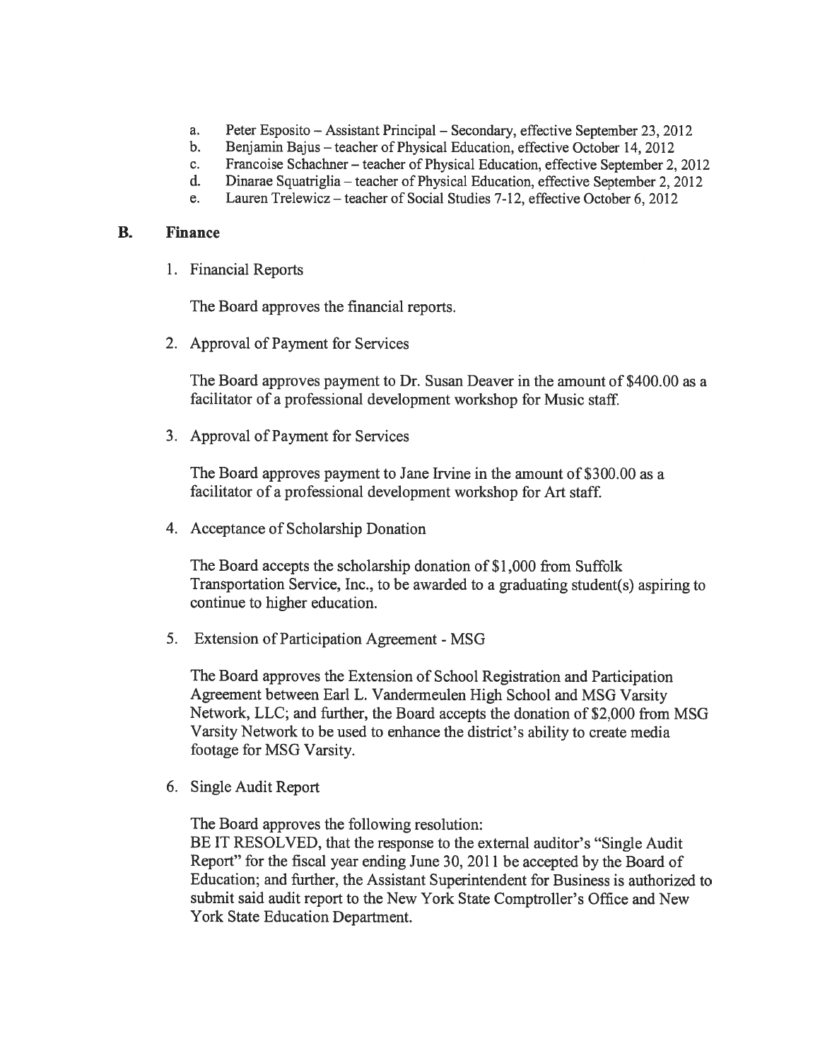a. Peter Esposito – Assistant Principal – Secondary, effective September 23, 2012
b. Benjamin Bajus – teacher of Physical Education, effective October 14, 2012
c. Francoise Schachner – teacher of Physical Education, effective September 2, 2012
d. Dinarae Squatriglia – teacher of Physical Education, effective September 2, 2012
e. Lauren Trelewicz – teacher of Social Studies 7-12, effective October 6, 2012

## B. Finance

1. Financial Reports

   The Board approves the financial reports.

2. Approval of Payment for Services

   The Board approves payment to Dr. Susan Deaver in the amount of $400.00 as a facilitator of a professional development workshop for Music staff.

3. Approval of Payment for Services

   The Board approves payment to Jane Irvine in the amount of $300.00 as a facilitator of a professional development workshop for Art staff.

4. Acceptance of Scholarship Donation

   The Board accepts the scholarship donation of $1,000 from Suffolk Transportation Service, Inc., to be awarded to a graduating student(s) aspiring to continue to higher education.

5. Extension of Participation Agreement - MSG

   The Board approves the Extension of School Registration and Participation Agreement between Earl L. Vandermeulen High School and MSG Varsity Network, LLC; and further, the Board accepts the donation of $2,000 from MSG Varsity Network to be used to enhance the district's ability to create media footage for MSG Varsity.

6. Single Audit Report

   The Board approves the following resolution:
   BE IT RESOLVED, that the response to the external auditor's "Single Audit Report" for the fiscal year ending June 30, 2011 be accepted by the Board of Education; and further, the Assistant Superintendent for Business is authorized to submit said audit report to the New York State Comptroller's Office and New York State Education Department.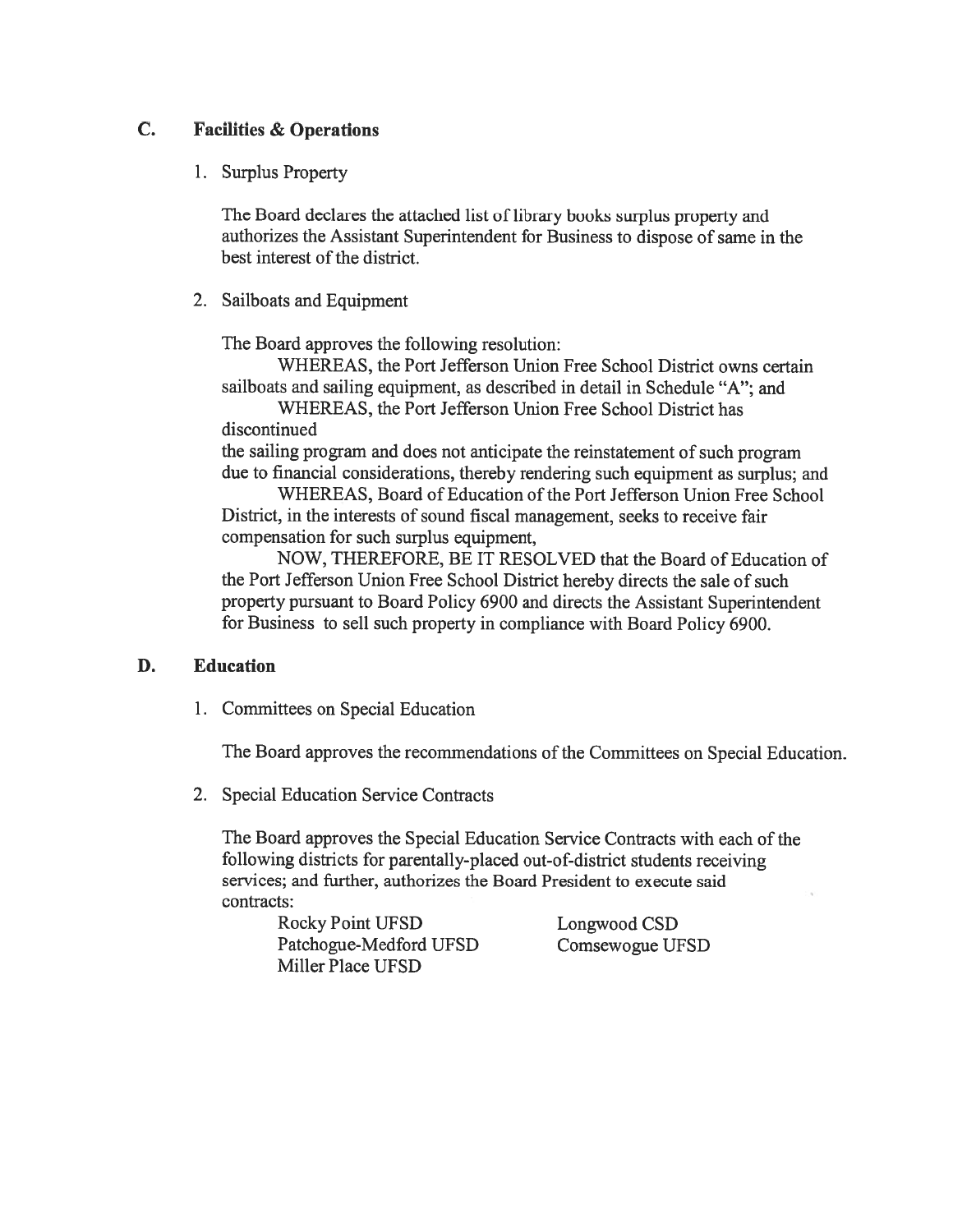## C. Facilities & Operations

1. Surplus Property

   The Board declares the attached list of library books surplus property and authorizes the Assistant Superintendent for Business to dispose of same in the best interest of the district.

2. Sailboats and Equipment

   The Board approves the following resolution:

   WHEREAS, the Port Jefferson Union Free School District owns certain sailboats and sailing equipment, as described in detail in Schedule "A"; and

   WHEREAS, the Port Jefferson Union Free School District has discontinued the sailing program and does not anticipate the reinstatement of such program due to financial considerations, thereby rendering such equipment as surplus; and

   WHEREAS, Board of Education of the Port Jefferson Union Free School District, in the interests of sound fiscal management, seeks to receive fair compensation for such surplus equipment,

   NOW, THEREFORE, BE IT RESOLVED that the Board of Education of the Port Jefferson Union Free School District hereby directs the sale of such property pursuant to Board Policy 6900 and directs the Assistant Superintendent for Business to sell such property in compliance with Board Policy 6900.

## D. Education

1. Committees on Special Education

   The Board approves the recommendations of the Committees on Special Education.

2. Special Education Service Contracts

   The Board approves the Special Education Service Contracts with each of the following districts for parentally-placed out-of-district students receiving services; and further, authorizes the Board President to execute said contracts:

   - Rocky Point UFSD
   - Patchogue-Medford UFSD
   - Miller Place UFSD
   - Longwood CSD
   - Comsewogue UFSD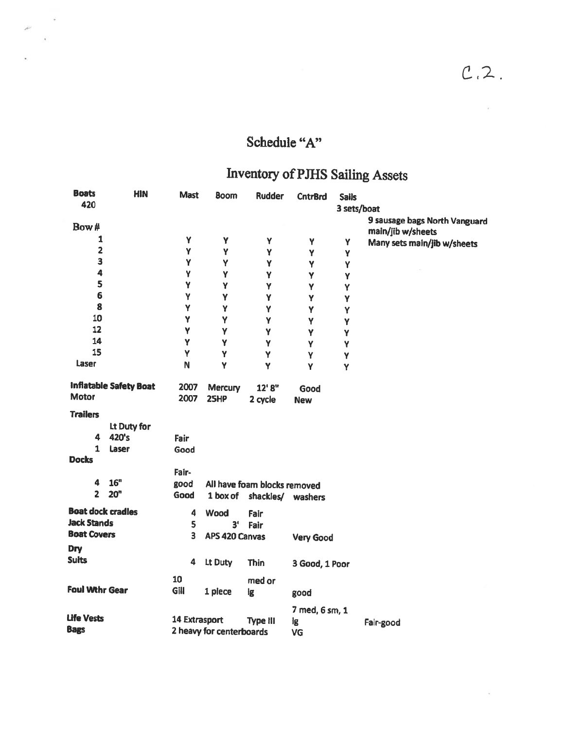C.2.

# Schedule "A"

## Inventory of PJHS Sailing Assets

| Boats | HIN | Mast | Boom | Rudder | CntrBrd | Sails | |
|---|---|---|---|---|---|---|---|
| 420 | | | | | | 3 sets/boat | |
| Bow # | | | | | | | 9 sausage bags North Vanguard main/jib w/sheets |
| 1 | | Y | Y | Y | Y | Y | Many sets main/jib w/sheets |
| 2 | | Y | Y | Y | Y | Y | |
| 3 | | Y | Y | Y | Y | Y | |
| 4 | | Y | Y | Y | Y | Y | |
| 5 | | Y | Y | Y | Y | Y | |
| 6 | | Y | Y | Y | Y | Y | |
| 8 | | Y | Y | Y | Y | Y | |
| 10 | | Y | Y | Y | Y | Y | |
| 12 | | Y | Y | Y | Y | Y | |
| 14 | | Y | Y | Y | Y | Y | |
| 15 | | Y | Y | Y | Y | Y | |
| Laser | | N | Y | Y | Y | Y | |

| | | | | | | |
|---|---|---|---|---|---|---|
| **Inflatable Safety Boat** | | 2007 | Mercury | 12' 8" | Good | |
| **Motor** | | 2007 | 25HP | 2 cycle | New | |
| **Trailers** | | | | | | |
| 4 | Lt Duty for 420's | Fair | | | | |
| 1 | Laser | Good | | | | |
| **Docks** | | | | | | |
| 4 | 16" | Fair-good | All have foam blocks removed | | | |
| 2 | 20" | Good | 1 box of | shackles/ | washers | |
| **Boat dock cradles** | | 4 | Wood | Fair | | |
| **Jack Stands** | | 5 | 3' | Fair | | |
| **Boat Covers** | | 3 | APS 420 Canvas | | Very Good | |
| **Dry Suits** | | 4 | Lt Duty | Thin | 3 Good, 1 Poor | |
| **Foul Wthr Gear** | | 10 Gill | 1 piece | med or lg | good | |
| **Life Vests** | | 14 Extrasport | | Type III | 7 med, 6 sm, 1 lg | Fair-good |
| **Bags** | | 2 heavy for centerboards | | | VG | |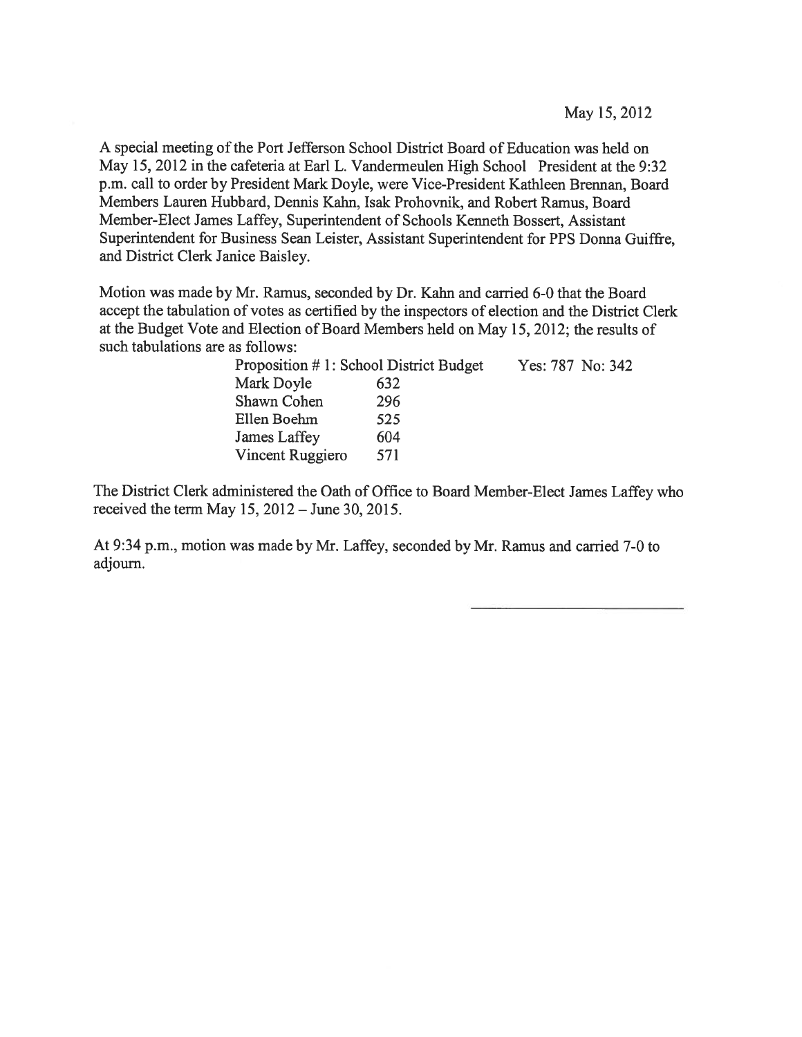May 15, 2012

A special meeting of the Port Jefferson School District Board of Education was held on May 15, 2012 in the cafeteria at Earl L. Vandermeulen High School President at the 9:32 p.m. call to order by President Mark Doyle, were Vice-President Kathleen Brennan, Board Members Lauren Hubbard, Dennis Kahn, Isak Prohovnik, and Robert Ramus, Board Member-Elect James Laffey, Superintendent of Schools Kenneth Bossert, Assistant Superintendent for Business Sean Leister, Assistant Superintendent for PPS Donna Guiffre, and District Clerk Janice Baisley.

Motion was made by Mr. Ramus, seconded by Dr. Kahn and carried 6-0 that the Board accept the tabulation of votes as certified by the inspectors of election and the District Clerk at the Budget Vote and Election of Board Members held on May 15, 2012; the results of such tabulations are as follows:

| Proposition # 1: School District Budget | | Yes: 787 No: 342 |
|---|---|---|
| Mark Doyle | 632 | |
| Shawn Cohen | 296 | |
| Ellen Boehm | 525 | |
| James Laffey | 604 | |
| Vincent Ruggiero | 571 | |

The District Clerk administered the Oath of Office to Board Member-Elect James Laffey who received the term May 15, 2012 – June 30, 2015.

At 9:34 p.m., motion was made by Mr. Laffey, seconded by Mr. Ramus and carried 7-0 to adjourn.

\_\_\_\_\_\_\_\_\_\_\_\_\_\_\_\_\_\_\_\_\_\_\_\_\_\_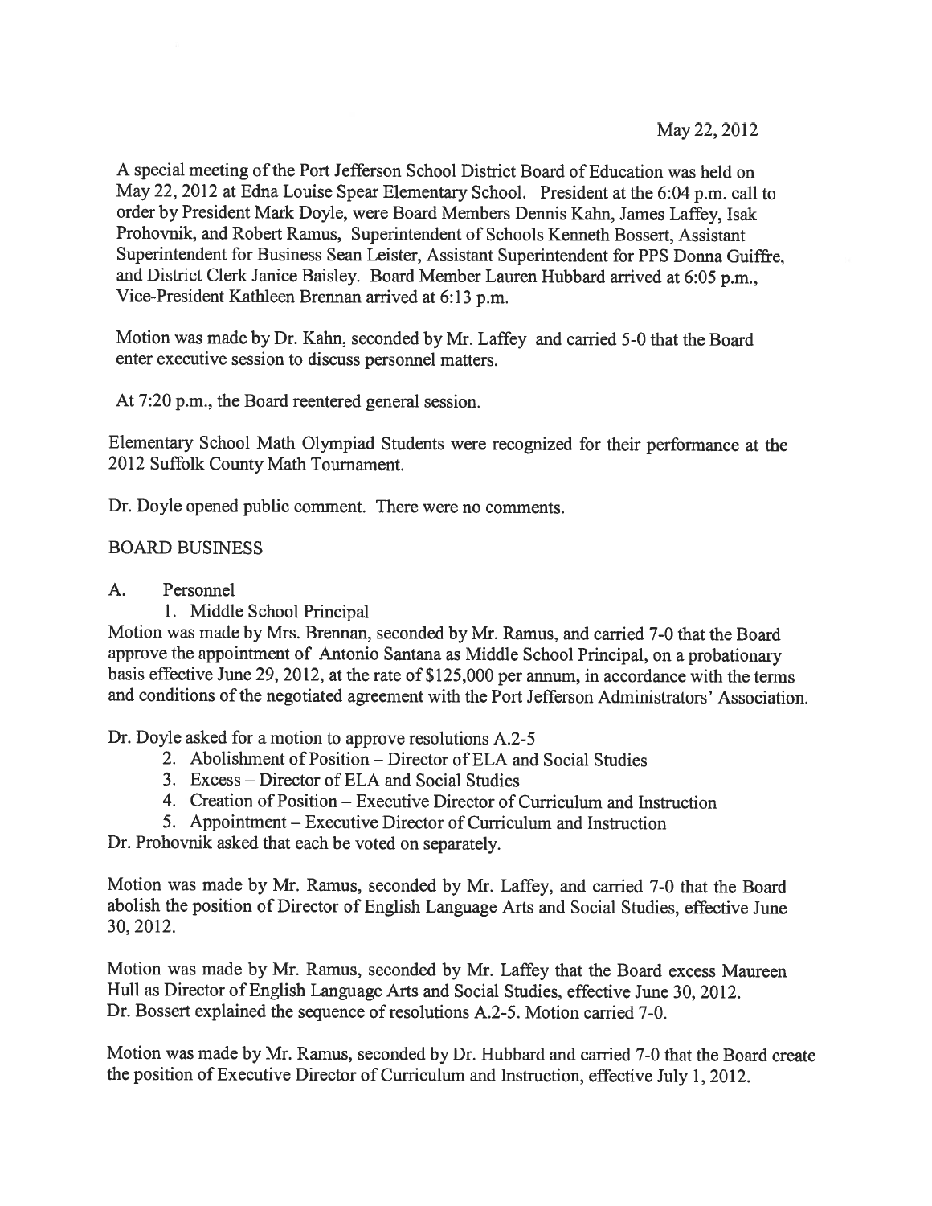May 22, 2012

A special meeting of the Port Jefferson School District Board of Education was held on May 22, 2012 at Edna Louise Spear Elementary School. President at the 6:04 p.m. call to order by President Mark Doyle, were Board Members Dennis Kahn, James Laffey, Isak Prohovnik, and Robert Ramus, Superintendent of Schools Kenneth Bossert, Assistant Superintendent for Business Sean Leister, Assistant Superintendent for PPS Donna Guiffre, and District Clerk Janice Baisley. Board Member Lauren Hubbard arrived at 6:05 p.m., Vice-President Kathleen Brennan arrived at 6:13 p.m.

Motion was made by Dr. Kahn, seconded by Mr. Laffey and carried 5-0 that the Board enter executive session to discuss personnel matters.

At 7:20 p.m., the Board reentered general session.

Elementary School Math Olympiad Students were recognized for their performance at the 2012 Suffolk County Math Tournament.

Dr. Doyle opened public comment. There were no comments.

BOARD BUSINESS

A. Personnel

1. Middle School Principal

Motion was made by Mrs. Brennan, seconded by Mr. Ramus, and carried 7-0 that the Board approve the appointment of Antonio Santana as Middle School Principal, on a probationary basis effective June 29, 2012, at the rate of $125,000 per annum, in accordance with the terms and conditions of the negotiated agreement with the Port Jefferson Administrators' Association.

Dr. Doyle asked for a motion to approve resolutions A.2-5

2. Abolishment of Position – Director of ELA and Social Studies
3. Excess – Director of ELA and Social Studies
4. Creation of Position – Executive Director of Curriculum and Instruction
5. Appointment – Executive Director of Curriculum and Instruction

Dr. Prohovnik asked that each be voted on separately.

Motion was made by Mr. Ramus, seconded by Mr. Laffey, and carried 7-0 that the Board abolish the position of Director of English Language Arts and Social Studies, effective June 30, 2012.

Motion was made by Mr. Ramus, seconded by Mr. Laffey that the Board excess Maureen Hull as Director of English Language Arts and Social Studies, effective June 30, 2012. Dr. Bossert explained the sequence of resolutions A.2-5. Motion carried 7-0.

Motion was made by Mr. Ramus, seconded by Dr. Hubbard and carried 7-0 that the Board create the position of Executive Director of Curriculum and Instruction, effective July 1, 2012.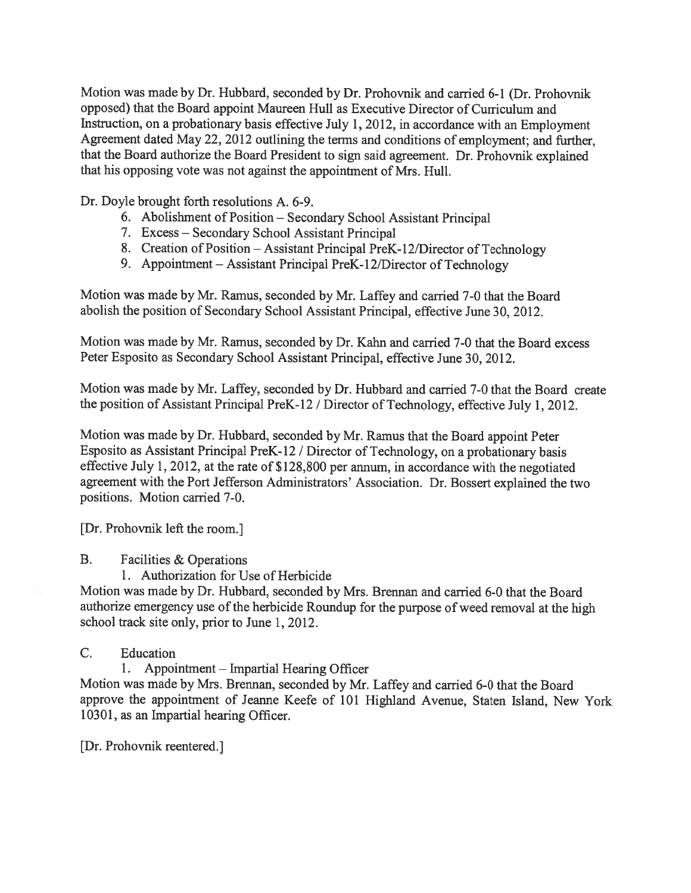Motion was made by Dr. Hubbard, seconded by Dr. Prohovnik and carried 6-1 (Dr. Prohovnik opposed) that the Board appoint Maureen Hull as Executive Director of Curriculum and Instruction, on a probationary basis effective July 1, 2012, in accordance with an Employment Agreement dated May 22, 2012 outlining the terms and conditions of employment; and further, that the Board authorize the Board President to sign said agreement. Dr. Prohovnik explained that his opposing vote was not against the appointment of Mrs. Hull.

Dr. Doyle brought forth resolutions A. 6-9.

6. Abolishment of Position – Secondary School Assistant Principal
7. Excess – Secondary School Assistant Principal
8. Creation of Position – Assistant Principal PreK-12/Director of Technology
9. Appointment – Assistant Principal PreK-12/Director of Technology

Motion was made by Mr. Ramus, seconded by Mr. Laffey and carried 7-0 that the Board abolish the position of Secondary School Assistant Principal, effective June 30, 2012.

Motion was made by Mr. Ramus, seconded by Dr. Kahn and carried 7-0 that the Board excess Peter Esposito as Secondary School Assistant Principal, effective June 30, 2012.

Motion was made by Mr. Laffey, seconded by Dr. Hubbard and carried 7-0 that the Board create the position of Assistant Principal PreK-12 / Director of Technology, effective July 1, 2012.

Motion was made by Dr. Hubbard, seconded by Mr. Ramus that the Board appoint Peter Esposito as Assistant Principal PreK-12 / Director of Technology, on a probationary basis effective July 1, 2012, at the rate of $128,800 per annum, in accordance with the negotiated agreement with the Port Jefferson Administrators' Association. Dr. Bossert explained the two positions. Motion carried 7-0.

[Dr. Prohovnik left the room.]

B. Facilities & Operations

1. Authorization for Use of Herbicide

Motion was made by Dr. Hubbard, seconded by Mrs. Brennan and carried 6-0 that the Board authorize emergency use of the herbicide Roundup for the purpose of weed removal at the high school track site only, prior to June 1, 2012.

C. Education

1. Appointment – Impartial Hearing Officer

Motion was made by Mrs. Brennan, seconded by Mr. Laffey and carried 6-0 that the Board approve the appointment of Jeanne Keefe of 101 Highland Avenue, Staten Island, New York 10301, as an Impartial hearing Officer.

[Dr. Prohovnik reentered.]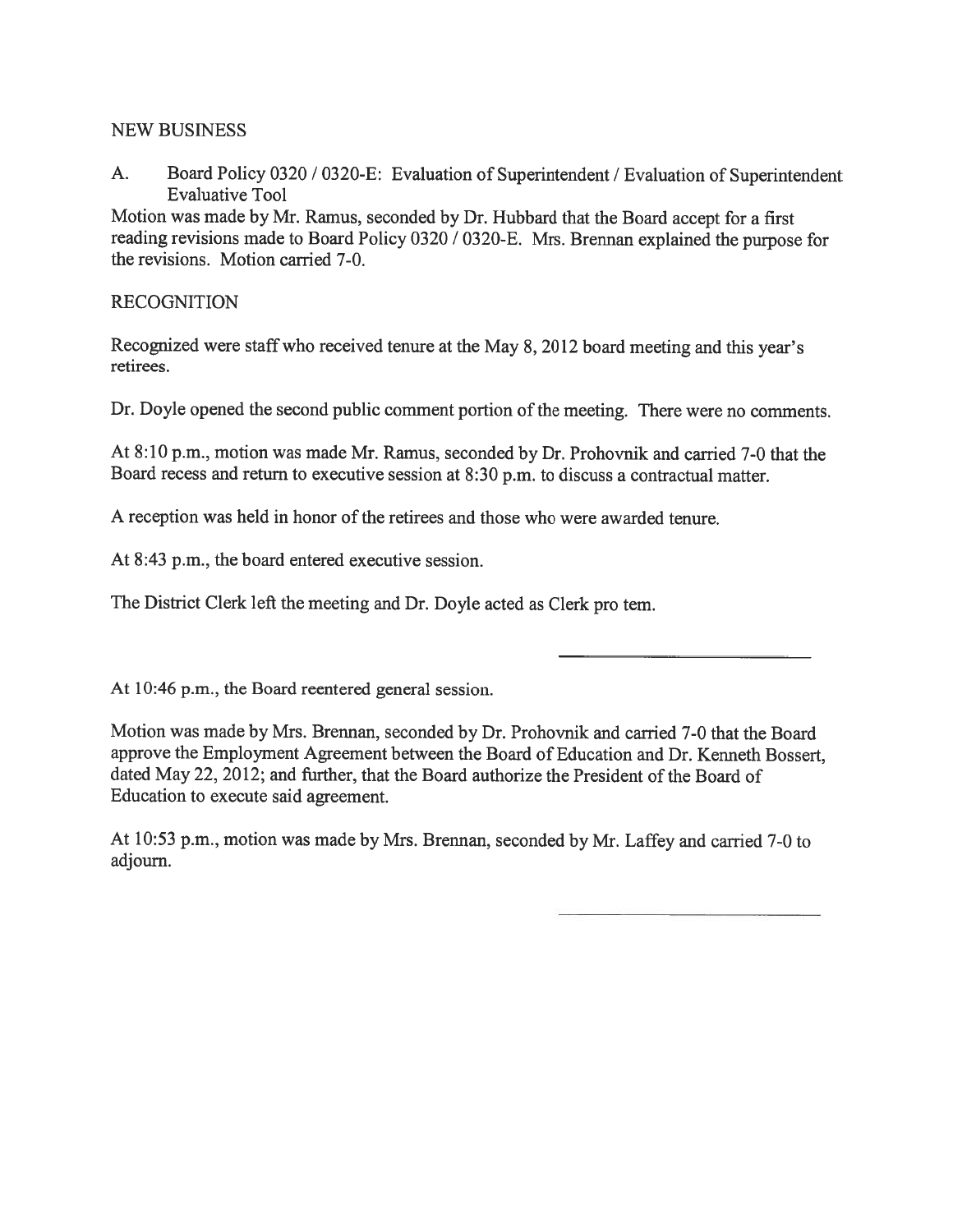NEW BUSINESS

A. Board Policy 0320 / 0320-E: Evaluation of Superintendent / Evaluation of Superintendent Evaluative Tool

Motion was made by Mr. Ramus, seconded by Dr. Hubbard that the Board accept for a first reading revisions made to Board Policy 0320 / 0320-E. Mrs. Brennan explained the purpose for the revisions. Motion carried 7-0.

RECOGNITION

Recognized were staff who received tenure at the May 8, 2012 board meeting and this year's retirees.

Dr. Doyle opened the second public comment portion of the meeting. There were no comments.

At 8:10 p.m., motion was made Mr. Ramus, seconded by Dr. Prohovnik and carried 7-0 that the Board recess and return to executive session at 8:30 p.m. to discuss a contractual matter.

A reception was held in honor of the retirees and those who were awarded tenure.

At 8:43 p.m., the board entered executive session.

The District Clerk left the meeting and Dr. Doyle acted as Clerk pro tem.

\_\_\_\_\_\_\_\_\_\_\_\_\_\_\_\_\_\_\_\_\_\_\_\_\_\_

At 10:46 p.m., the Board reentered general session.

Motion was made by Mrs. Brennan, seconded by Dr. Prohovnik and carried 7-0 that the Board approve the Employment Agreement between the Board of Education and Dr. Kenneth Bossert, dated May 22, 2012; and further, that the Board authorize the President of the Board of Education to execute said agreement.

At 10:53 p.m., motion was made by Mrs. Brennan, seconded by Mr. Laffey and carried 7-0 to adjourn.

\_\_\_\_\_\_\_\_\_\_\_\_\_\_\_\_\_\_\_\_\_\_\_\_\_\_